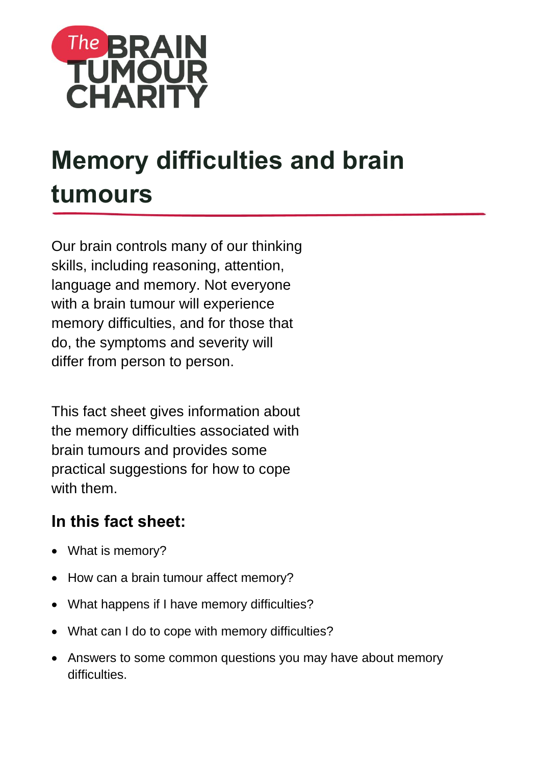The BRAIN TUMOUR CHARITY

# Memory difficulties and brain tumours

Our brain controls many of our thinking skills, including reasoning, attention, language and memory. Not everyone with a brain tumour will experience memory difficulties, and for those that do, the symptoms and severity will differ from person to person.

This fact sheet gives information about the memory difficulties associated with brain tumours and provides some practical suggestions for how to cope with them.

## In this fact sheet:

- What is memory?
- How can a brain tumour affect memory?
- What happens if I have memory difficulties?
- What can I do to cope with memory difficulties?
- Answers to some common questions you may have about memory difficulties.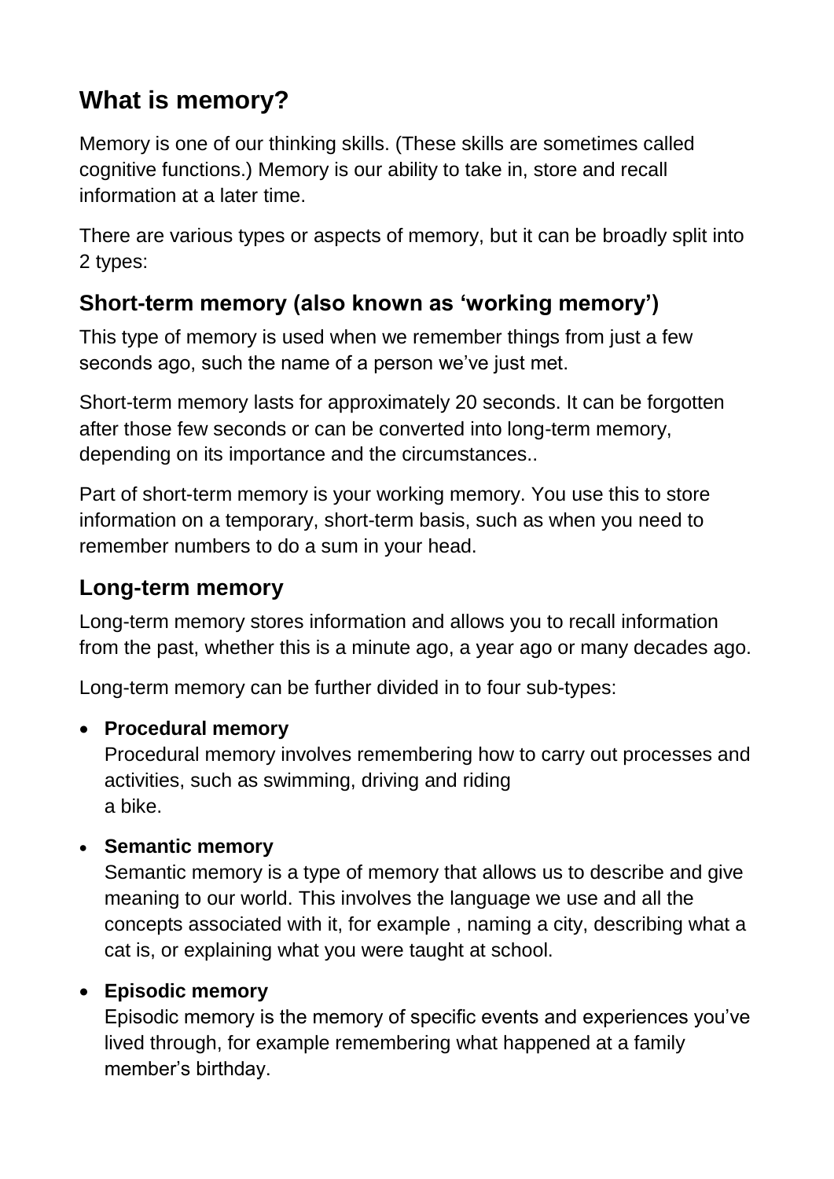## What is memory?

Memory is one of our thinking skills. (These skills are sometimes called cognitive functions.) Memory is our ability to take in, store and recall information at a later time.

There are various types or aspects of memory, but it can be broadly split into 2 types:

### Short-term memory (also known as 'working memory')

This type of memory is used when we remember things from just a few seconds ago, such the name of a person we've just met.

Short-term memory lasts for approximately 20 seconds. It can be forgotten after those few seconds or can be converted into long-term memory, depending on its importance and the circumstances..

Part of short-term memory is your working memory. You use this to store information on a temporary, short-term basis, such as when you need to remember numbers to do a sum in your head.

### Long-term memory

Long-term memory stores information and allows you to recall information from the past, whether this is a minute ago, a year ago or many decades ago.

Long-term memory can be further divided in to four sub-types:

- **Procedural memory**
  Procedural memory involves remembering how to carry out processes and activities, such as swimming, driving and riding a bike.

- **Semantic memory**
  Semantic memory is a type of memory that allows us to describe and give meaning to our world. This involves the language we use and all the concepts associated with it, for example , naming a city, describing what a cat is, or explaining what you were taught at school.

- **Episodic memory**
  Episodic memory is the memory of specific events and experiences you've lived through, for example remembering what happened at a family member's birthday.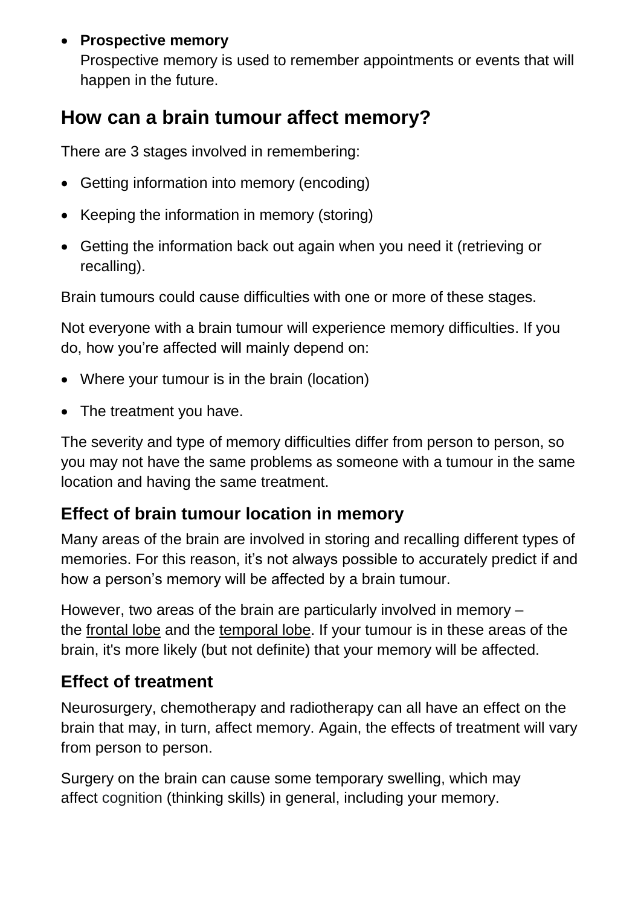- **Prospective memory**
  Prospective memory is used to remember appointments or events that will happen in the future.

## How can a brain tumour affect memory?

There are 3 stages involved in remembering:

- Getting information into memory (encoding)
- Keeping the information in memory (storing)
- Getting the information back out again when you need it (retrieving or recalling).

Brain tumours could cause difficulties with one or more of these stages.

Not everyone with a brain tumour will experience memory difficulties. If you do, how you're affected will mainly depend on:

- Where your tumour is in the brain (location)
- The treatment you have.

The severity and type of memory difficulties differ from person to person, so you may not have the same problems as someone with a tumour in the same location and having the same treatment.

### Effect of brain tumour location in memory

Many areas of the brain are involved in storing and recalling different types of memories. For this reason, it's not always possible to accurately predict if and how a person's memory will be affected by a brain tumour.

However, two areas of the brain are particularly involved in memory – the frontal lobe and the temporal lobe. If your tumour is in these areas of the brain, it's more likely (but not definite) that your memory will be affected.

### Effect of treatment

Neurosurgery, chemotherapy and radiotherapy can all have an effect on the brain that may, in turn, affect memory. Again, the effects of treatment will vary from person to person.

Surgery on the brain can cause some temporary swelling, which may affect cognition (thinking skills) in general, including your memory.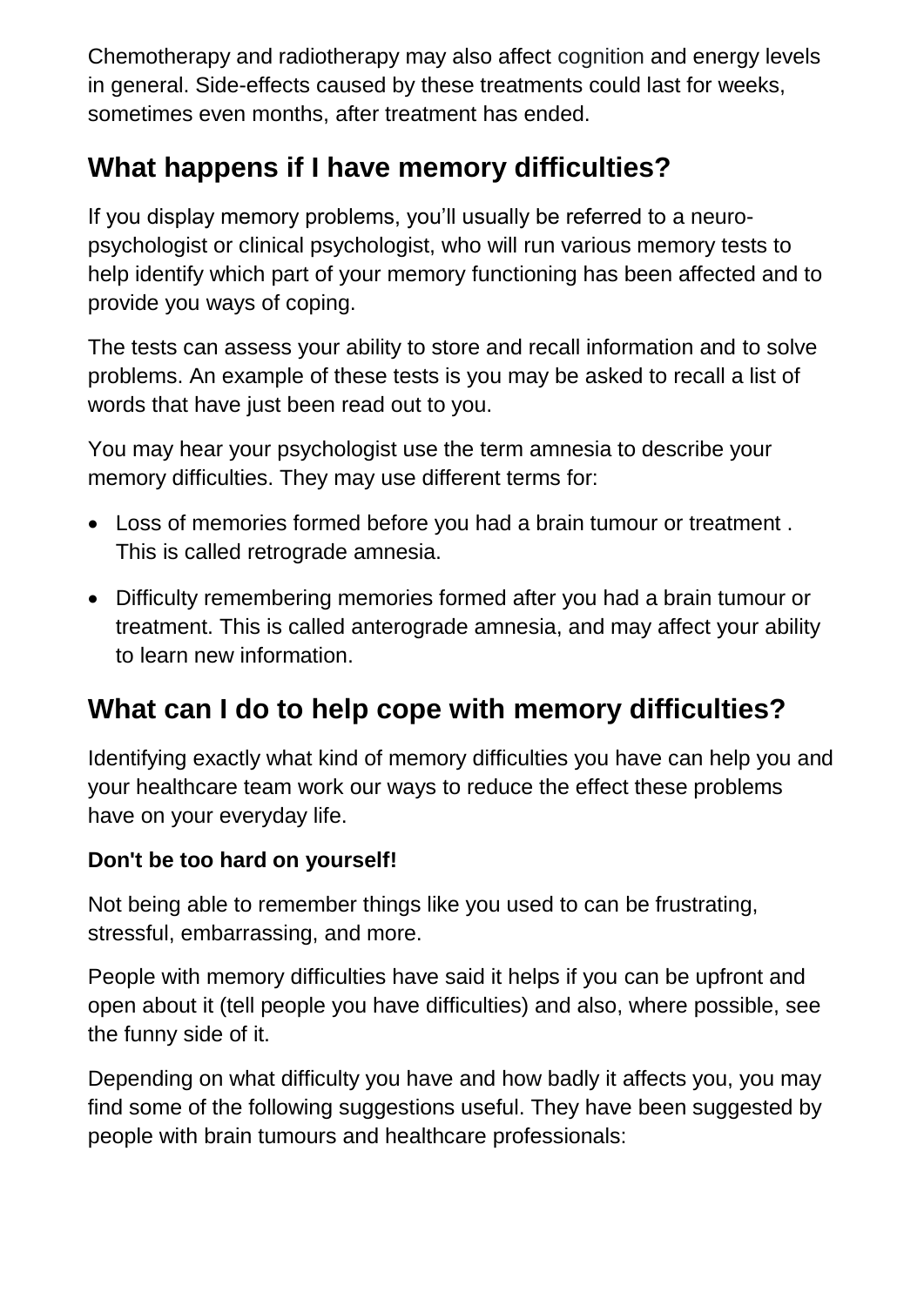Chemotherapy and radiotherapy may also affect cognition and energy levels in general. Side-effects caused by these treatments could last for weeks, sometimes even months, after treatment has ended.

## What happens if I have memory difficulties?

If you display memory problems, you'll usually be referred to a neuro-psychologist or clinical psychologist, who will run various memory tests to help identify which part of your memory functioning has been affected and to provide you ways of coping.

The tests can assess your ability to store and recall information and to solve problems. An example of these tests is you may be asked to recall a list of words that have just been read out to you.

You may hear your psychologist use the term amnesia to describe your memory difficulties. They may use different terms for:

- Loss of memories formed before you had a brain tumour or treatment . This is called retrograde amnesia.
- Difficulty remembering memories formed after you had a brain tumour or treatment. This is called anterograde amnesia, and may affect your ability to learn new information.

## What can I do to help cope with memory difficulties?

Identifying exactly what kind of memory difficulties you have can help you and your healthcare team work our ways to reduce the effect these problems have on your everyday life.

**Don't be too hard on yourself!**

Not being able to remember things like you used to can be frustrating, stressful, embarrassing, and more.

People with memory difficulties have said it helps if you can be upfront and open about it (tell people you have difficulties) and also, where possible, see the funny side of it.

Depending on what difficulty you have and how badly it affects you, you may find some of the following suggestions useful. They have been suggested by people with brain tumours and healthcare professionals: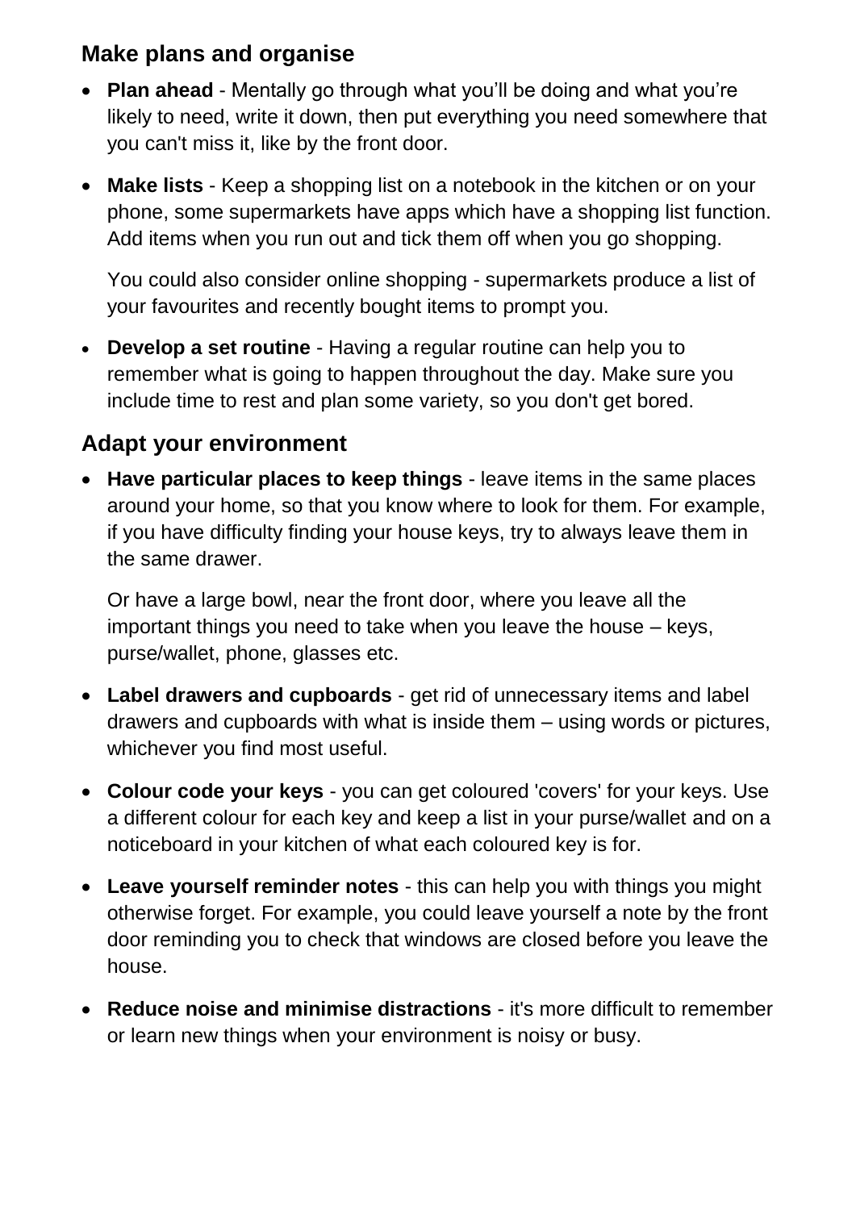## Make plans and organise

- **Plan ahead** - Mentally go through what you'll be doing and what you're likely to need, write it down, then put everything you need somewhere that you can't miss it, like by the front door.
- **Make lists** - Keep a shopping list on a notebook in the kitchen or on your phone, some supermarkets have apps which have a shopping list function. Add items when you run out and tick them off when you go shopping.

  You could also consider online shopping - supermarkets produce a list of your favourites and recently bought items to prompt you.
- **Develop a set routine** - Having a regular routine can help you to remember what is going to happen throughout the day. Make sure you include time to rest and plan some variety, so you don't get bored.

## Adapt your environment

- **Have particular places to keep things** - leave items in the same places around your home, so that you know where to look for them. For example, if you have difficulty finding your house keys, try to always leave them in the same drawer.

  Or have a large bowl, near the front door, where you leave all the important things you need to take when you leave the house – keys, purse/wallet, phone, glasses etc.
- **Label drawers and cupboards** - get rid of unnecessary items and label drawers and cupboards with what is inside them – using words or pictures, whichever you find most useful.
- **Colour code your keys** - you can get coloured 'covers' for your keys. Use a different colour for each key and keep a list in your purse/wallet and on a noticeboard in your kitchen of what each coloured key is for.
- **Leave yourself reminder notes** - this can help you with things you might otherwise forget. For example, you could leave yourself a note by the front door reminding you to check that windows are closed before you leave the house.
- **Reduce noise and minimise distractions** - it's more difficult to remember or learn new things when your environment is noisy or busy.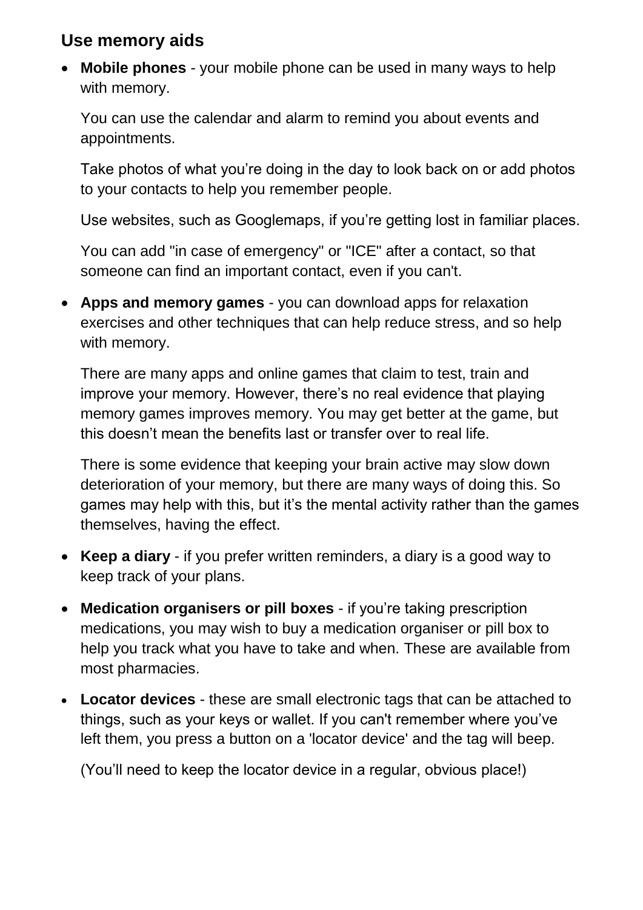## Use memory aids

- **Mobile phones** - your mobile phone can be used in many ways to help with memory.

  You can use the calendar and alarm to remind you about events and appointments.

  Take photos of what you're doing in the day to look back on or add photos to your contacts to help you remember people.

  Use websites, such as Googlemaps, if you're getting lost in familiar places.

  You can add "in case of emergency" or "ICE" after a contact, so that someone can find an important contact, even if you can't.

- **Apps and memory games** - you can download apps for relaxation exercises and other techniques that can help reduce stress, and so help with memory.

  There are many apps and online games that claim to test, train and improve your memory. However, there's no real evidence that playing memory games improves memory. You may get better at the game, but this doesn't mean the benefits last or transfer over to real life.

  There is some evidence that keeping your brain active may slow down deterioration of your memory, but there are many ways of doing this. So games may help with this, but it's the mental activity rather than the games themselves, having the effect.

- **Keep a diary** - if you prefer written reminders, a diary is a good way to keep track of your plans.

- **Medication organisers or pill boxes** - if you're taking prescription medications, you may wish to buy a medication organiser or pill box to help you track what you have to take and when. These are available from most pharmacies.

- **Locator devices** - these are small electronic tags that can be attached to things, such as your keys or wallet. If you can't remember where you've left them, you press a button on a 'locator device' and the tag will beep.

  (You'll need to keep the locator device in a regular, obvious place!)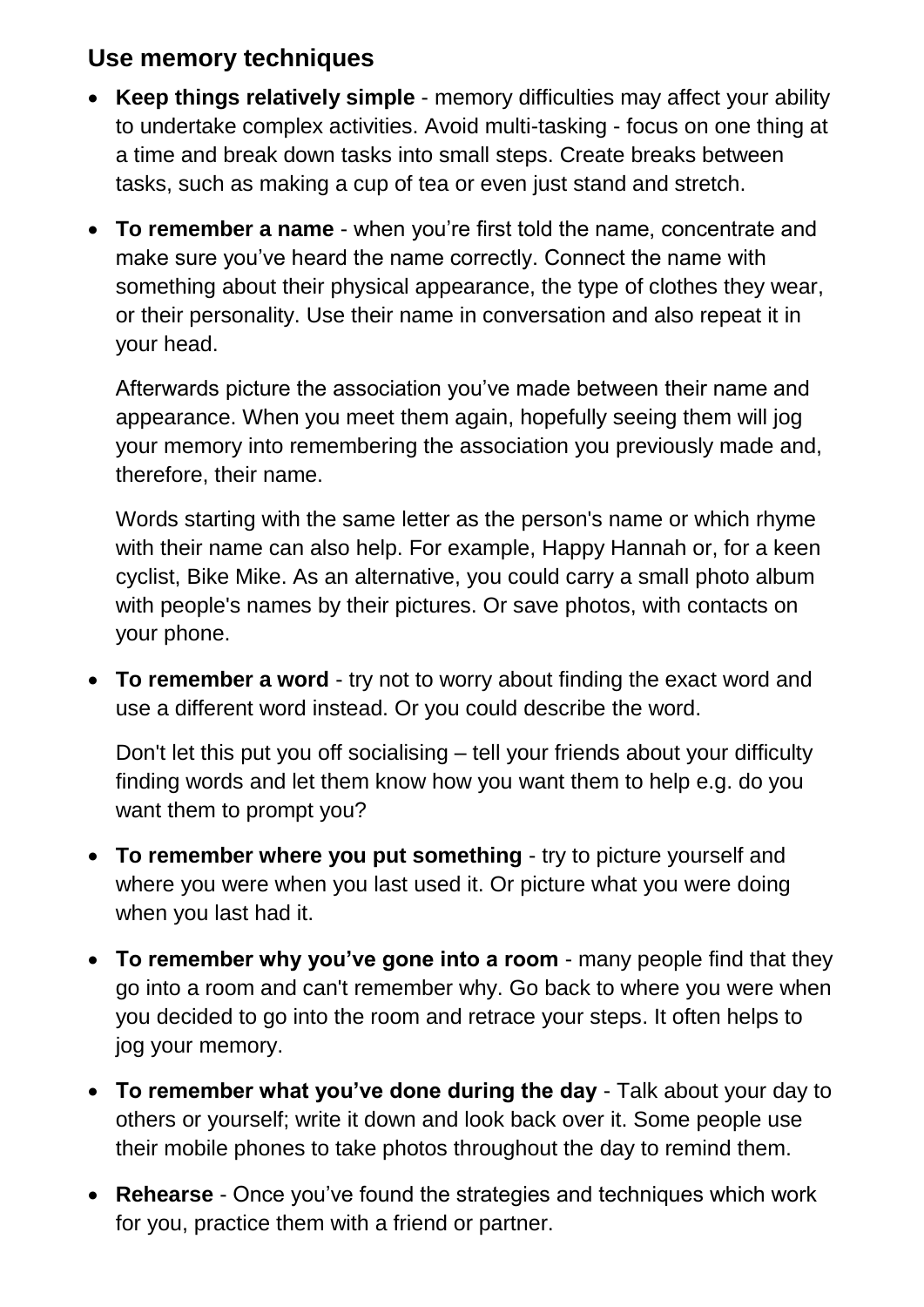## Use memory techniques

- **Keep things relatively simple** - memory difficulties may affect your ability to undertake complex activities. Avoid multi-tasking - focus on one thing at a time and break down tasks into small steps. Create breaks between tasks, such as making a cup of tea or even just stand and stretch.

- **To remember a name** - when you're first told the name, concentrate and make sure you've heard the name correctly. Connect the name with something about their physical appearance, the type of clothes they wear, or their personality. Use their name in conversation and also repeat it in your head.

  Afterwards picture the association you've made between their name and appearance. When you meet them again, hopefully seeing them will jog your memory into remembering the association you previously made and, therefore, their name.

  Words starting with the same letter as the person's name or which rhyme with their name can also help. For example, Happy Hannah or, for a keen cyclist, Bike Mike. As an alternative, you could carry a small photo album with people's names by their pictures. Or save photos, with contacts on your phone.

- **To remember a word** - try not to worry about finding the exact word and use a different word instead. Or you could describe the word.

  Don't let this put you off socialising – tell your friends about your difficulty finding words and let them know how you want them to help e.g. do you want them to prompt you?

- **To remember where you put something** - try to picture yourself and where you were when you last used it. Or picture what you were doing when you last had it.

- **To remember why you've gone into a room** - many people find that they go into a room and can't remember why. Go back to where you were when you decided to go into the room and retrace your steps. It often helps to jog your memory.

- **To remember what you've done during the day** - Talk about your day to others or yourself; write it down and look back over it. Some people use their mobile phones to take photos throughout the day to remind them.

- **Rehearse** - Once you've found the strategies and techniques which work for you, practice them with a friend or partner.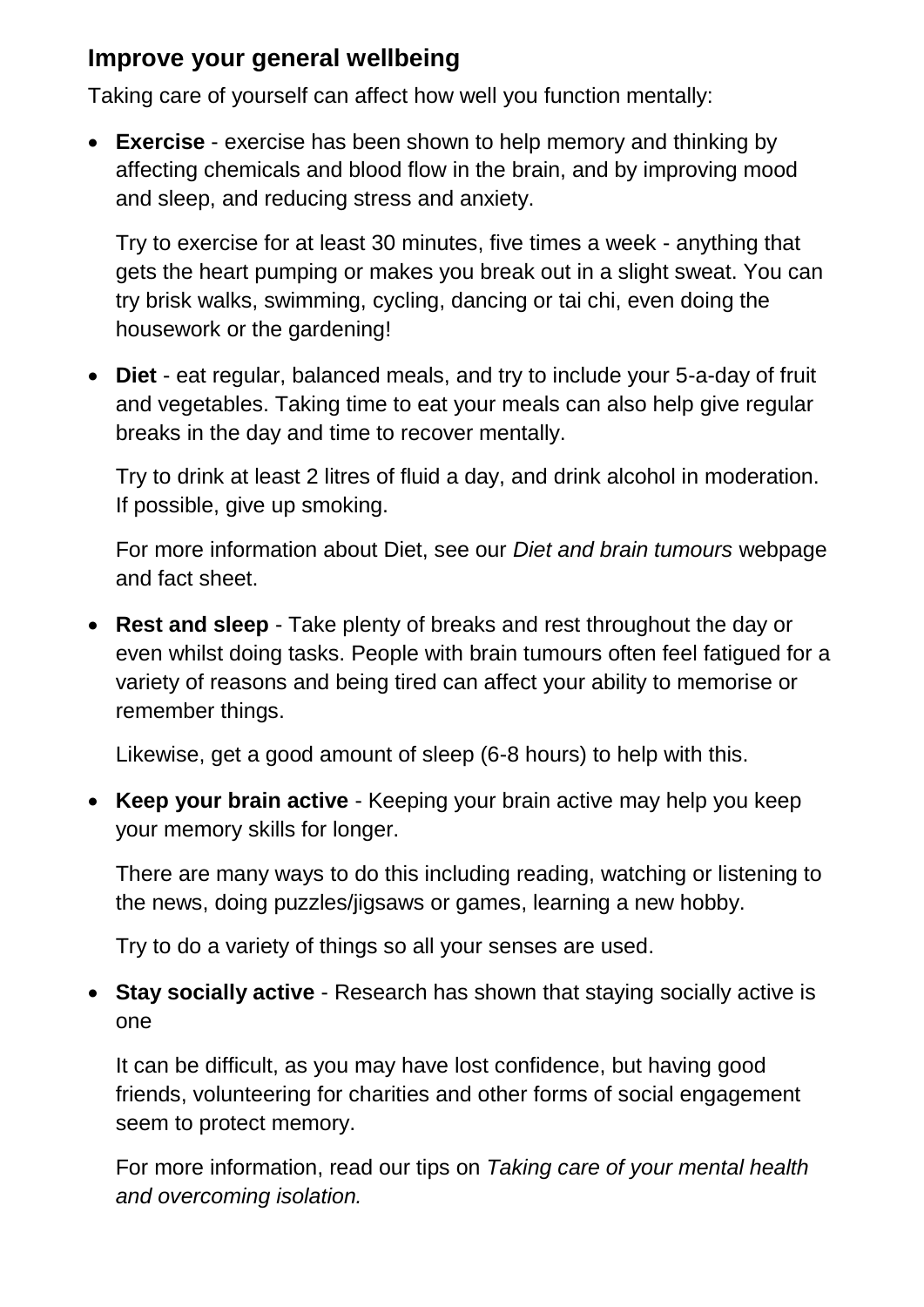## Improve your general wellbeing

Taking care of yourself can affect how well you function mentally:

- **Exercise** - exercise has been shown to help memory and thinking by affecting chemicals and blood flow in the brain, and by improving mood and sleep, and reducing stress and anxiety.

  Try to exercise for at least 30 minutes, five times a week - anything that gets the heart pumping or makes you break out in a slight sweat. You can try brisk walks, swimming, cycling, dancing or tai chi, even doing the housework or the gardening!

- **Diet** - eat regular, balanced meals, and try to include your 5-a-day of fruit and vegetables. Taking time to eat your meals can also help give regular breaks in the day and time to recover mentally.

  Try to drink at least 2 litres of fluid a day, and drink alcohol in moderation. If possible, give up smoking.

  For more information about Diet, see our *Diet and brain tumours* webpage and fact sheet.

- **Rest and sleep** - Take plenty of breaks and rest throughout the day or even whilst doing tasks. People with brain tumours often feel fatigued for a variety of reasons and being tired can affect your ability to memorise or remember things.

  Likewise, get a good amount of sleep (6-8 hours) to help with this.

- **Keep your brain active** - Keeping your brain active may help you keep your memory skills for longer.

  There are many ways to do this including reading, watching or listening to the news, doing puzzles/jigsaws or games, learning a new hobby.

  Try to do a variety of things so all your senses are used.

- **Stay socially active** - Research has shown that staying socially active is one

  It can be difficult, as you may have lost confidence, but having good friends, volunteering for charities and other forms of social engagement seem to protect memory.

  For more information, read our tips on *Taking care of your mental health and overcoming isolation.*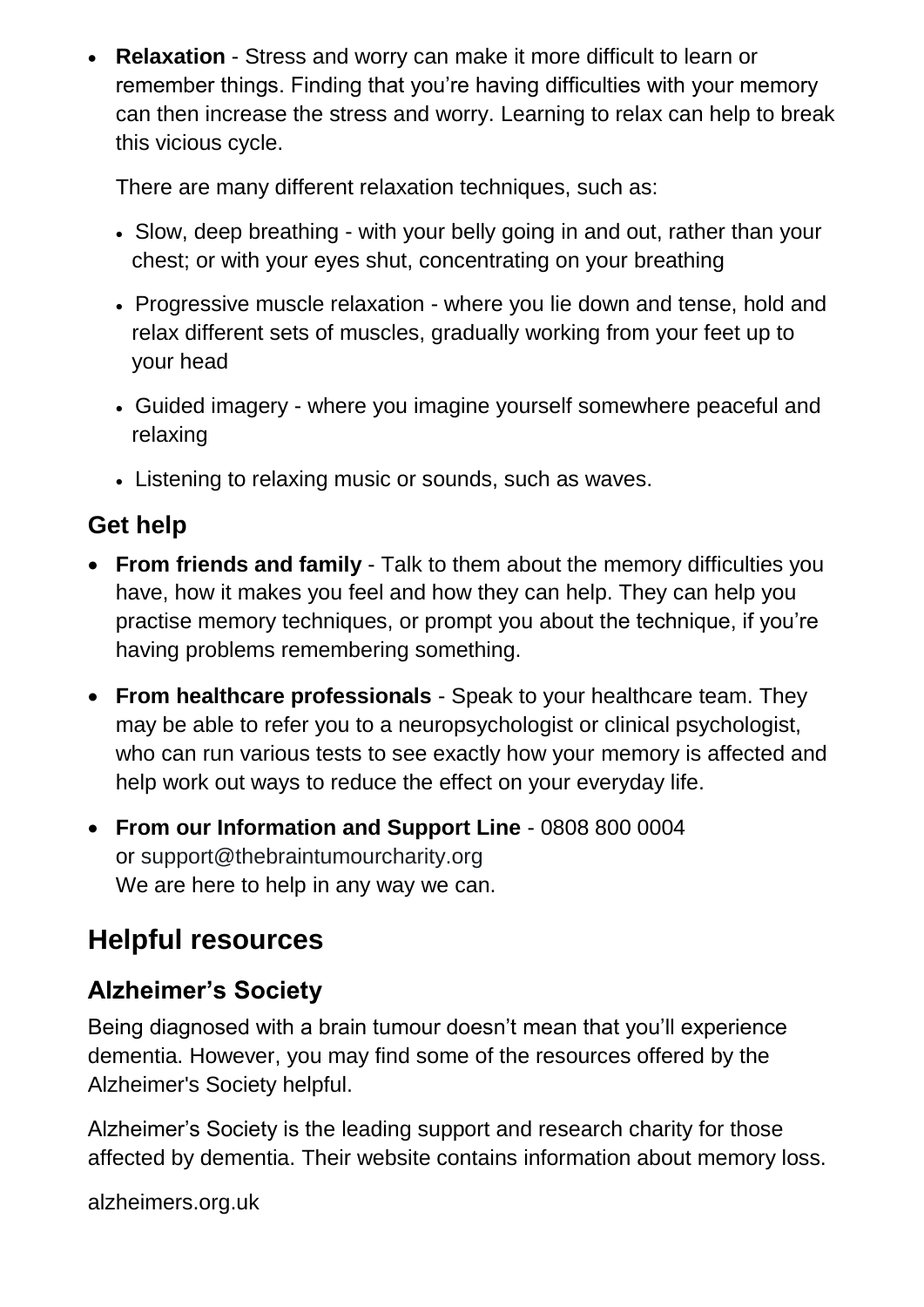- **Relaxation** - Stress and worry can make it more difficult to learn or remember things. Finding that you're having difficulties with your memory can then increase the stress and worry. Learning to relax can help to break this vicious cycle.

  There are many different relaxation techniques, such as:

  - Slow, deep breathing - with your belly going in and out, rather than your chest; or with your eyes shut, concentrating on your breathing
  - Progressive muscle relaxation - where you lie down and tense, hold and relax different sets of muscles, gradually working from your feet up to your head
  - Guided imagery - where you imagine yourself somewhere peaceful and relaxing
  - Listening to relaxing music or sounds, such as waves.

### Get help

- **From friends and family** - Talk to them about the memory difficulties you have, how it makes you feel and how they can help. They can help you practise memory techniques, or prompt you about the technique, if you're having problems remembering something.
- **From healthcare professionals** - Speak to your healthcare team. They may be able to refer you to a neuropsychologist or clinical psychologist, who can run various tests to see exactly how your memory is affected and help work out ways to reduce the effect on your everyday life.
- **From our Information and Support Line** - 0808 800 0004 or support@thebraintumourcharity.org
  We are here to help in any way we can.

## Helpful resources

### Alzheimer's Society

Being diagnosed with a brain tumour doesn't mean that you'll experience dementia. However, you may find some of the resources offered by the Alzheimer's Society helpful.

Alzheimer's Society is the leading support and research charity for those affected by dementia. Their website contains information about memory loss.

alzheimers.org.uk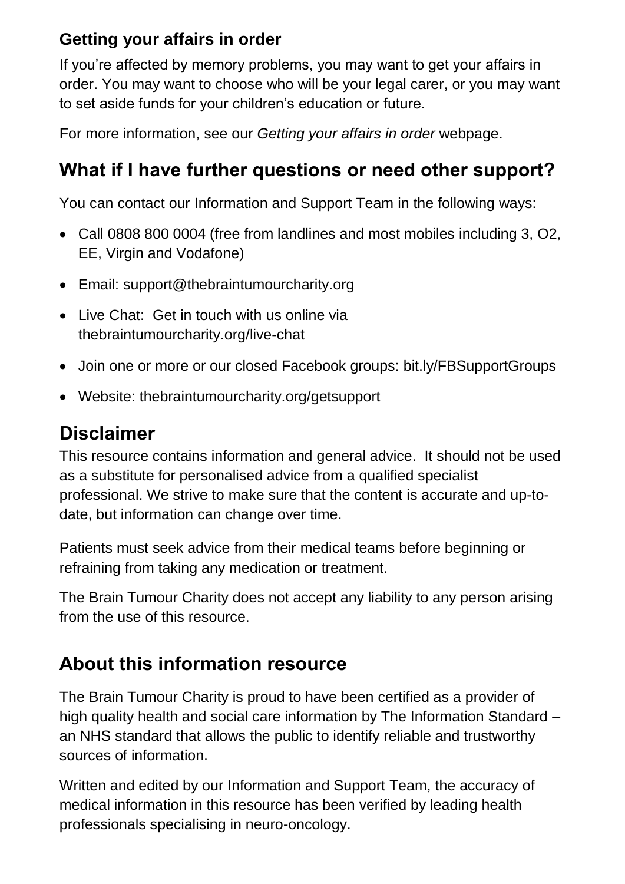### Getting your affairs in order

If you're affected by memory problems, you may want to get your affairs in order. You may want to choose who will be your legal carer, or you may want to set aside funds for your children's education or future.

For more information, see our *Getting your affairs in order* webpage.

## What if I have further questions or need other support?

You can contact our Information and Support Team in the following ways:

- Call 0808 800 0004 (free from landlines and most mobiles including 3, O2, EE, Virgin and Vodafone)
- Email: support@thebraintumourcharity.org
- Live Chat: Get in touch with us online via thebraintumourcharity.org/live-chat
- Join one or more or our closed Facebook groups: bit.ly/FBSupportGroups
- Website: thebraintumourcharity.org/getsupport

## Disclaimer

This resource contains information and general advice. It should not be used as a substitute for personalised advice from a qualified specialist professional. We strive to make sure that the content is accurate and up-to-date, but information can change over time.

Patients must seek advice from their medical teams before beginning or refraining from taking any medication or treatment.

The Brain Tumour Charity does not accept any liability to any person arising from the use of this resource.

## About this information resource

The Brain Tumour Charity is proud to have been certified as a provider of high quality health and social care information by The Information Standard – an NHS standard that allows the public to identify reliable and trustworthy sources of information.

Written and edited by our Information and Support Team, the accuracy of medical information in this resource has been verified by leading health professionals specialising in neuro-oncology.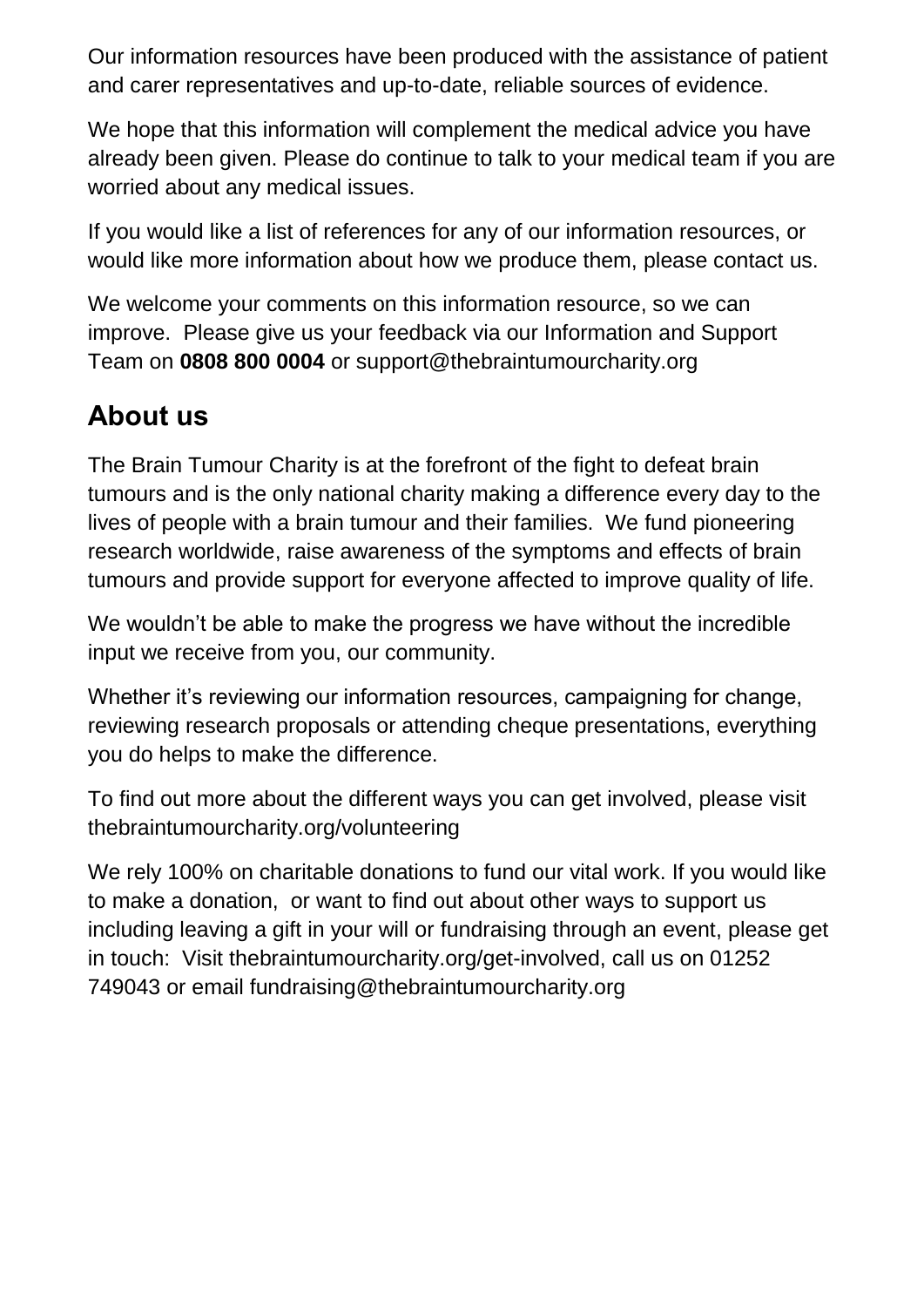Our information resources have been produced with the assistance of patient and carer representatives and up-to-date, reliable sources of evidence.

We hope that this information will complement the medical advice you have already been given. Please do continue to talk to your medical team if you are worried about any medical issues.

If you would like a list of references for any of our information resources, or would like more information about how we produce them, please contact us.

We welcome your comments on this information resource, so we can improve. Please give us your feedback via our Information and Support Team on **0808 800 0004** or support@thebraintumourcharity.org

## About us

The Brain Tumour Charity is at the forefront of the fight to defeat brain tumours and is the only national charity making a difference every day to the lives of people with a brain tumour and their families. We fund pioneering research worldwide, raise awareness of the symptoms and effects of brain tumours and provide support for everyone affected to improve quality of life.

We wouldn't be able to make the progress we have without the incredible input we receive from you, our community.

Whether it's reviewing our information resources, campaigning for change, reviewing research proposals or attending cheque presentations, everything you do helps to make the difference.

To find out more about the different ways you can get involved, please visit thebraintumourcharity.org/volunteering

We rely 100% on charitable donations to fund our vital work. If you would like to make a donation, or want to find out about other ways to support us including leaving a gift in your will or fundraising through an event, please get in touch: Visit thebraintumourcharity.org/get-involved, call us on 01252 749043 or email fundraising@thebraintumourcharity.org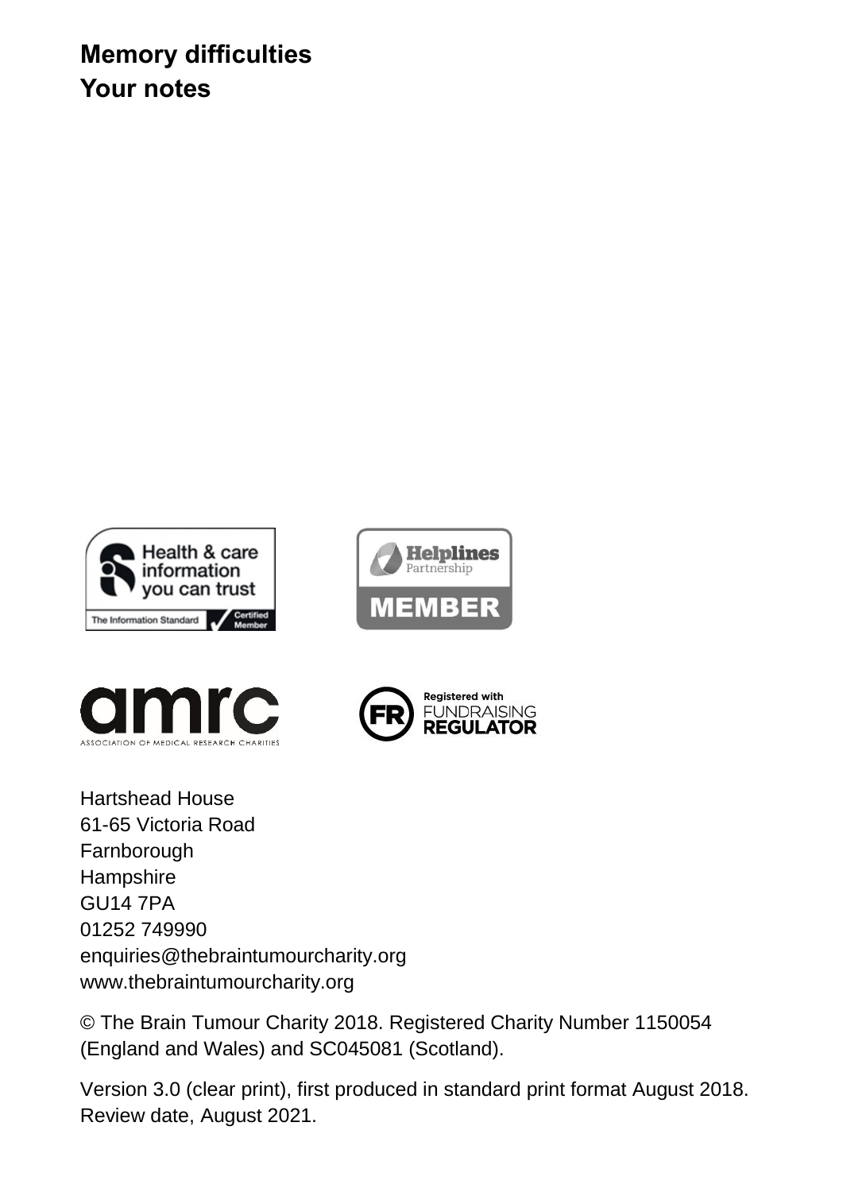**Memory difficulties**

**Your notes**

Hartshead House
61-65 Victoria Road
Farnborough
Hampshire
GU14 7PA
01252 749990
enquiries@thebraintumourcharity.org
www.thebraintumourcharity.org

© The Brain Tumour Charity 2018. Registered Charity Number 1150054 (England and Wales) and SC045081 (Scotland).

Version 3.0 (clear print), first produced in standard print format August 2018. Review date, August 2021.